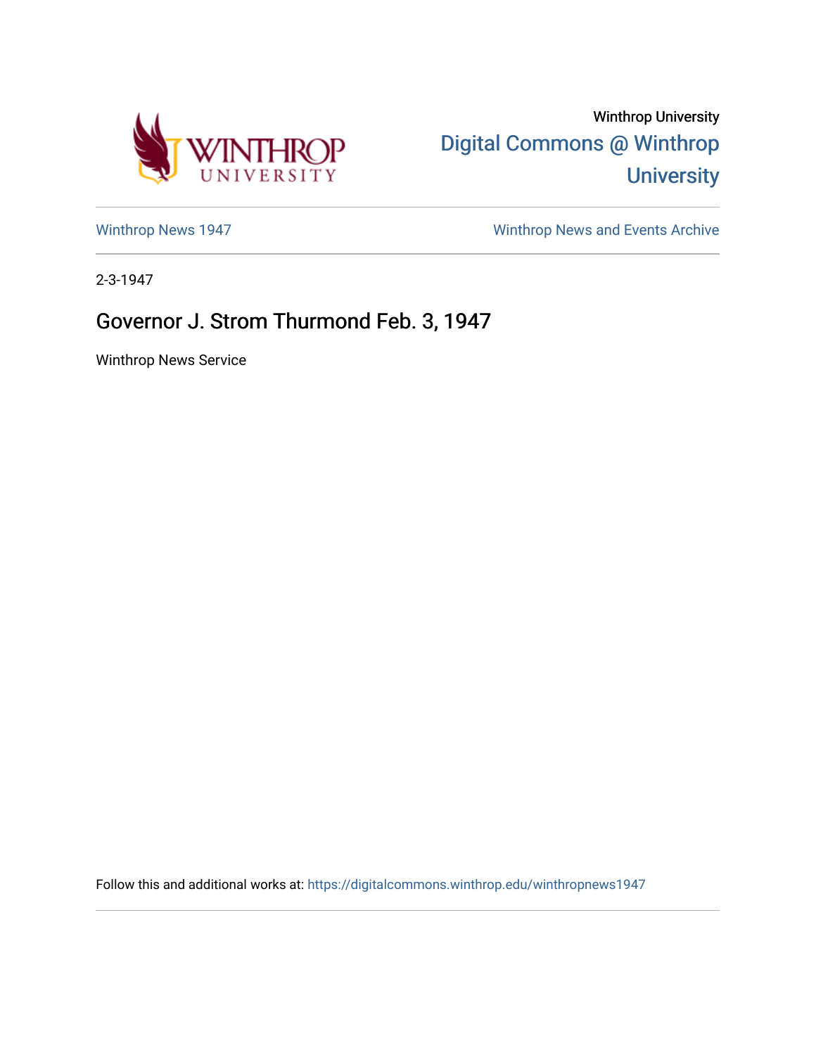Winthrop University

Digital Commons @ Winthrop University

Winthrop News 1947

Winthrop News and Events Archive

2-3-1947

# Governor J. Strom Thurmond Feb. 3, 1947

Winthrop News Service

Follow this and additional works at: https://digitalcommons.winthrop.edu/winthropnews1947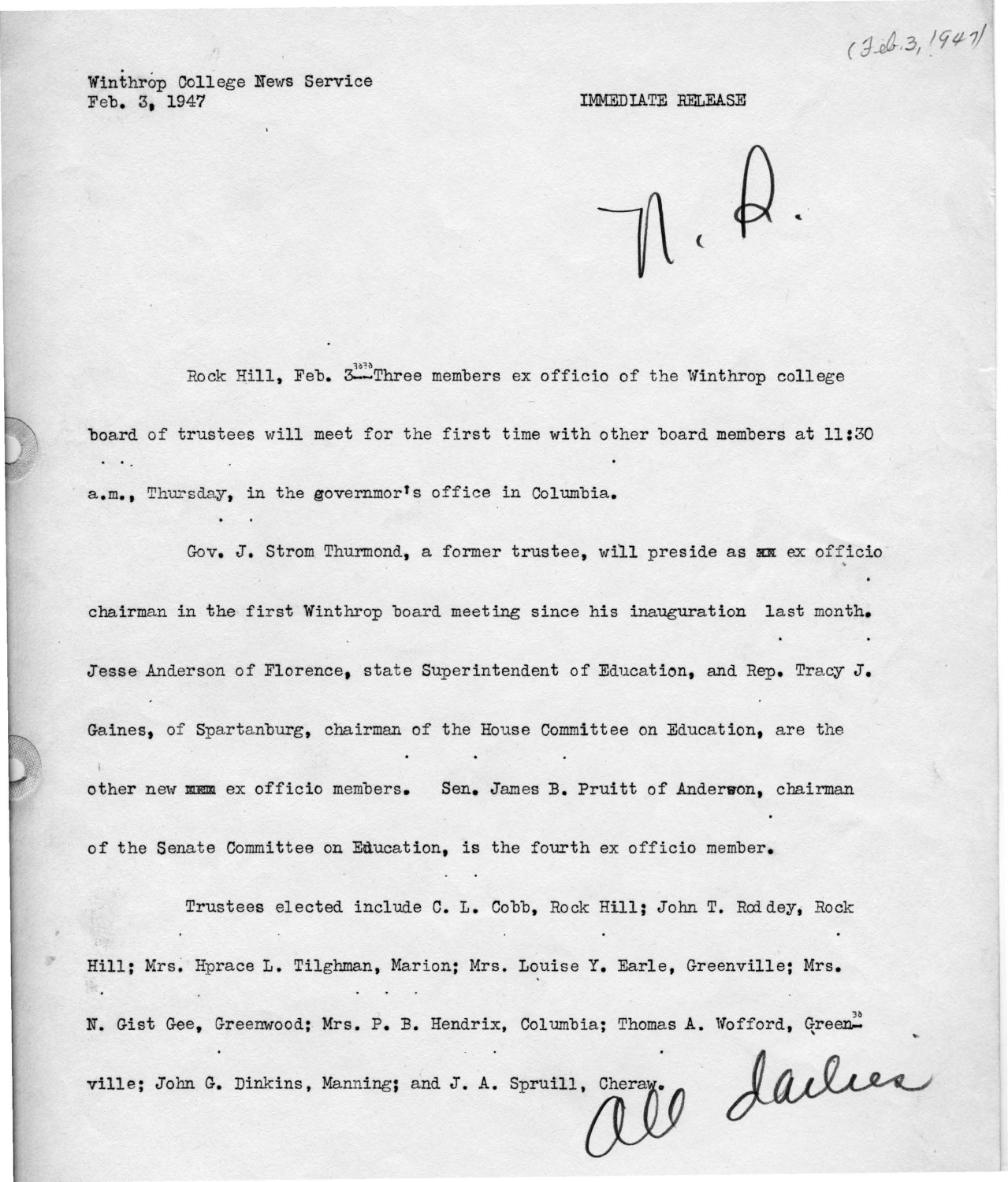(Feb. 3, 1947)

Winthrop College News Service
Feb. 3, 1947

IMMEDIATE RELEASE

N. R.

Rock Hill, Feb. 3—Three members ex officio of the Winthrop college board of trustees will meet for the first time with other board members at 11:30 a.m., Thursday, in the governmor's office in Columbia.

Gov. J. Strom Thurmond, a former trustee, will preside as ~~xx~~ ex officio chairman in the first Winthrop board meeting since his inauguration last month. Jesse Anderson of Florence, state Superintendent of Education, and Rep. Tracy J. Gaines, of Spartanburg, chairman of the House Committee on Education, are the other new ~~mem~~ ex officio members. Sen. James B. Pruitt of Anderwon, chairman of the Senate Committee on Education, is the fourth ex officio member.

Trustees elected include C. L. Cobb, Rock Hill; John T. Roddey, Rock Hill; Mrs. Hprace L. Tilghman, Marion; Mrs. Louise Y. Earle, Greenville; Mrs. N. Gist Gee, Greenwood; Mrs. P. B. Hendrix, Columbia; Thomas A. Wofford, Greenville; John G. Dinkins, Manning; and J. A. Spruill, Cheraw.

All dailies